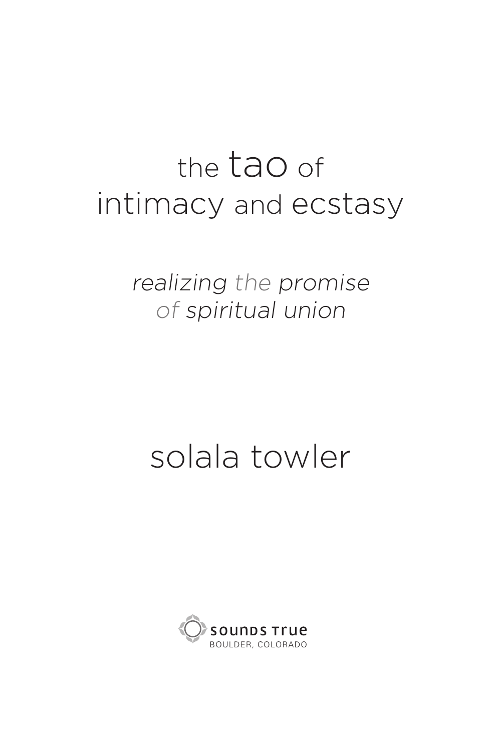# the tao of intimacy and ecstasy

*realizing the promise of spiritual union*

solala towler

sounds true

BOULDER, COLORADO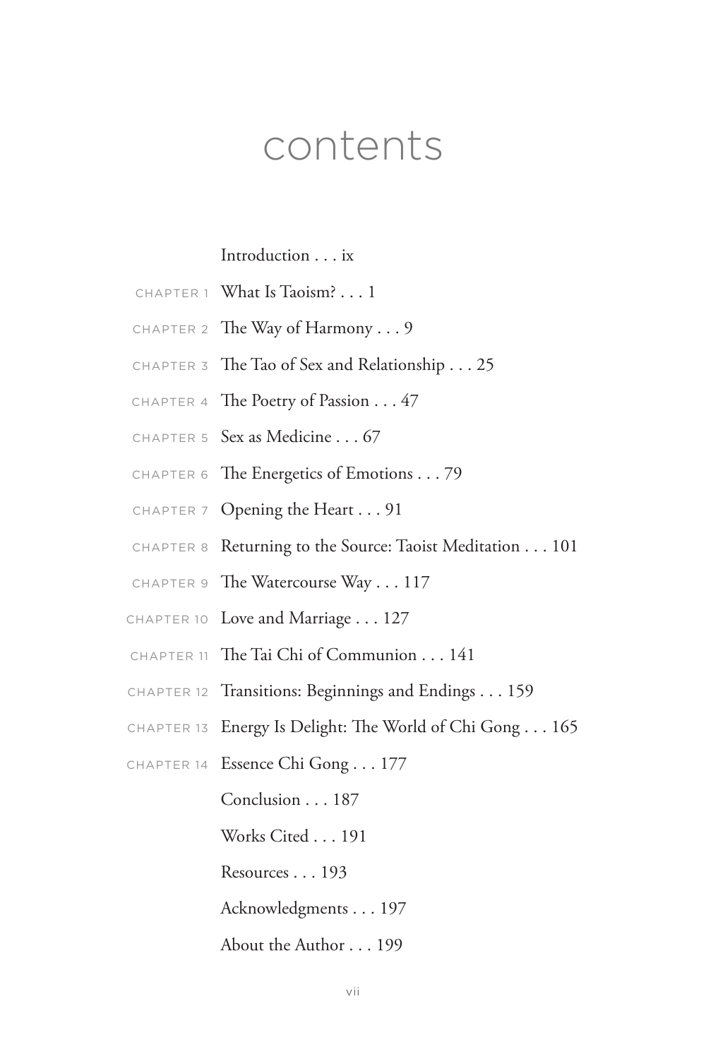# contents

Introduction . . . ix

CHAPTER 1 What Is Taoism? . . . 1

CHAPTER 2 The Way of Harmony . . . 9

CHAPTER 3 The Tao of Sex and Relationship . . . 25

CHAPTER 4 The Poetry of Passion . . . 47

CHAPTER 5 Sex as Medicine . . . 67

CHAPTER 6 The Energetics of Emotions . . . 79

CHAPTER 7 Opening the Heart . . . 91

CHAPTER 8 Returning to the Source: Taoist Meditation . . . 101

CHAPTER 9 The Watercourse Way . . . 117

CHAPTER 10 Love and Marriage . . . 127

CHAPTER 11 The Tai Chi of Communion . . . 141

CHAPTER 12 Transitions: Beginnings and Endings . . . 159

CHAPTER 13 Energy Is Delight: The World of Chi Gong . . . 165

CHAPTER 14 Essence Chi Gong . . . 177

Conclusion . . . 187

Works Cited . . . 191

Resources . . . 193

Acknowledgments . . . 197

About the Author . . . 199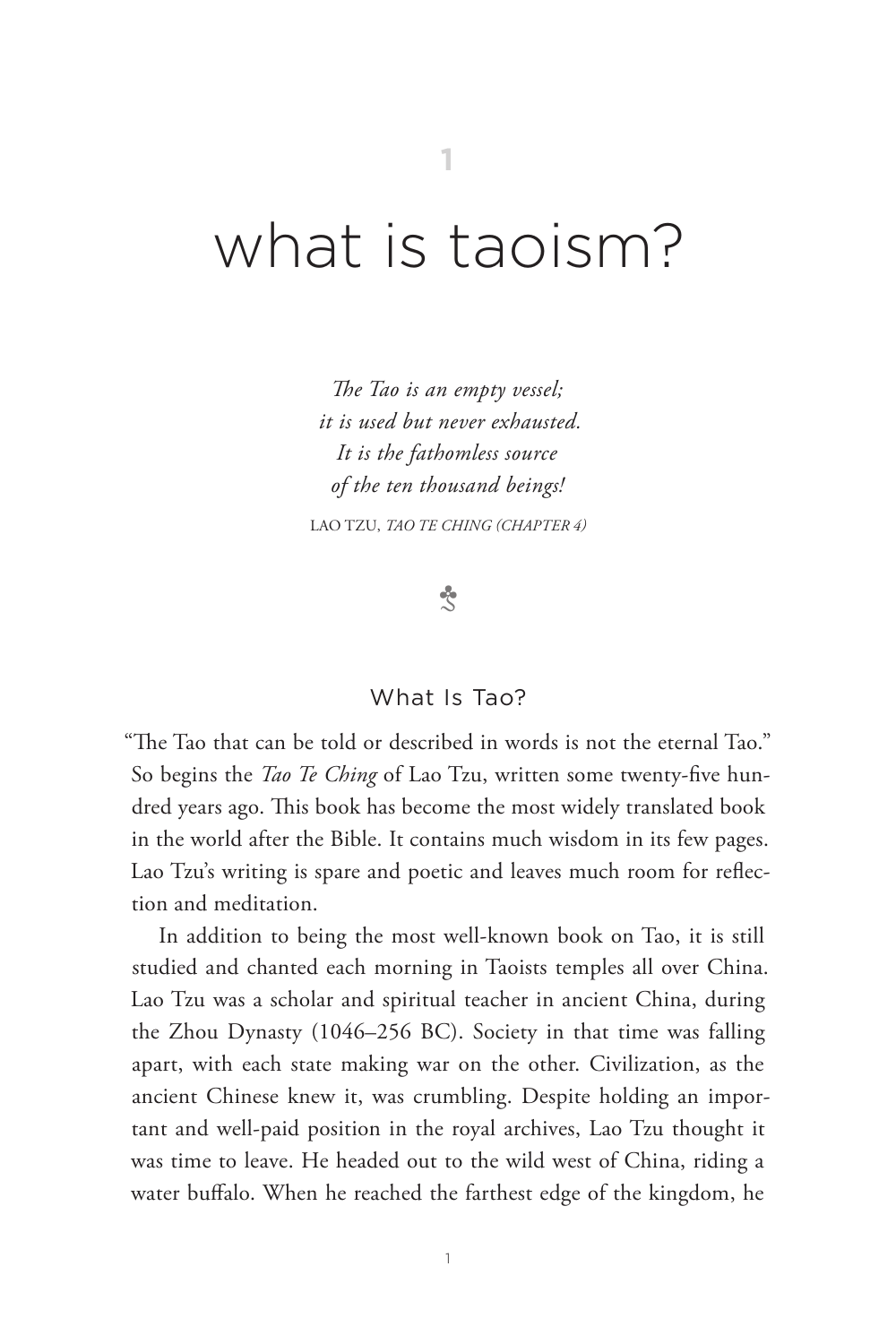1

# what is taoism?

*The Tao is an empty vessel;*
*it is used but never exhausted.*
*It is the fathomless source*
*of the ten thousand beings!*

LAO TZU, *TAO TE CHING (CHAPTER 4)*

## What Is Tao?

"The Tao that can be told or described in words is not the eternal Tao." So begins the *Tao Te Ching* of Lao Tzu, written some twenty-five hundred years ago. This book has become the most widely translated book in the world after the Bible. It contains much wisdom in its few pages. Lao Tzu's writing is spare and poetic and leaves much room for reflection and meditation.

In addition to being the most well-known book on Tao, it is still studied and chanted each morning in Taoists temples all over China. Lao Tzu was a scholar and spiritual teacher in ancient China, during the Zhou Dynasty (1046–256 BC). Society in that time was falling apart, with each state making war on the other. Civilization, as the ancient Chinese knew it, was crumbling. Despite holding an important and well-paid position in the royal archives, Lao Tzu thought it was time to leave. He headed out to the wild west of China, riding a water buffalo. When he reached the farthest edge of the kingdom, he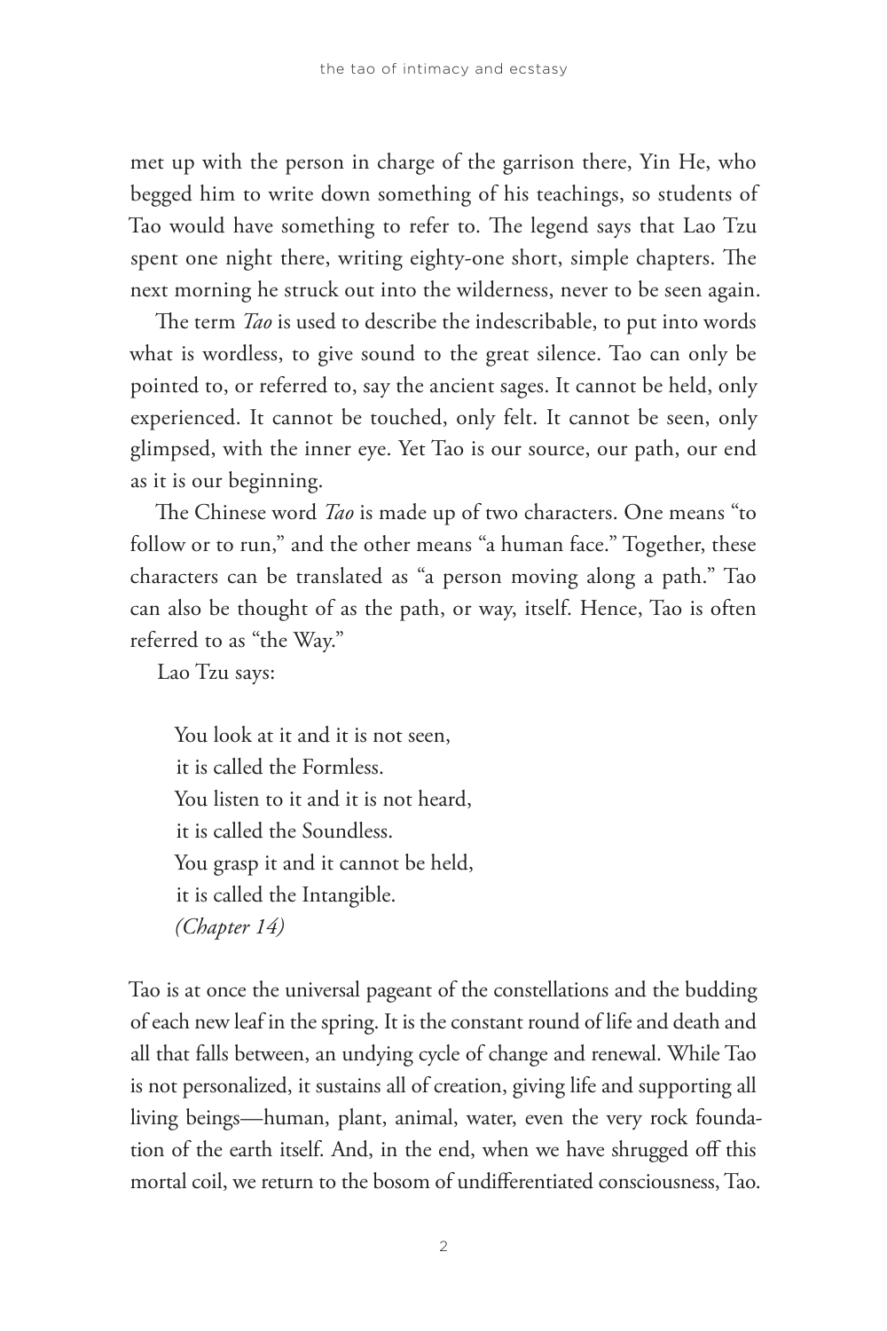met up with the person in charge of the garrison there, Yin He, who begged him to write down something of his teachings, so students of Tao would have something to refer to. The legend says that Lao Tzu spent one night there, writing eighty-one short, simple chapters. The next morning he struck out into the wilderness, never to be seen again.

The term *Tao* is used to describe the indescribable, to put into words what is wordless, to give sound to the great silence. Tao can only be pointed to, or referred to, say the ancient sages. It cannot be held, only experienced. It cannot be touched, only felt. It cannot be seen, only glimpsed, with the inner eye. Yet Tao is our source, our path, our end as it is our beginning.

The Chinese word *Tao* is made up of two characters. One means "to follow or to run," and the other means "a human face." Together, these characters can be translated as "a person moving along a path." Tao can also be thought of as the path, or way, itself. Hence, Tao is often referred to as "the Way."

Lao Tzu says:

> You look at it and it is not seen,
> it is called the Formless.
> You listen to it and it is not heard,
> it is called the Soundless.
> You grasp it and it cannot be held,
> it is called the Intangible.
> *(Chapter 14)*

Tao is at once the universal pageant of the constellations and the budding of each new leaf in the spring. It is the constant round of life and death and all that falls between, an undying cycle of change and renewal. While Tao is not personalized, it sustains all of creation, giving life and supporting all living beings—human, plant, animal, water, even the very rock foundation of the earth itself. And, in the end, when we have shrugged off this mortal coil, we return to the bosom of undifferentiated consciousness, Tao.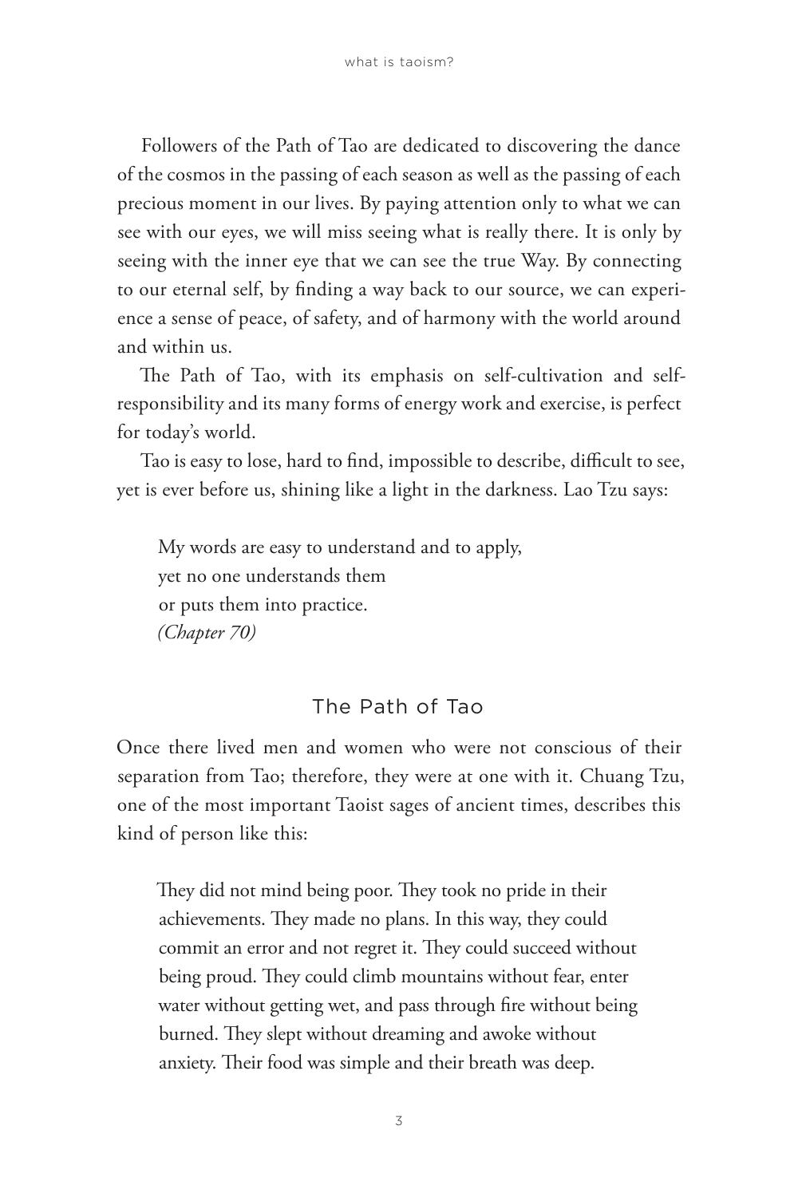Followers of the Path of Tao are dedicated to discovering the dance of the cosmos in the passing of each season as well as the passing of each precious moment in our lives. By paying attention only to what we can see with our eyes, we will miss seeing what is really there. It is only by seeing with the inner eye that we can see the true Way. By connecting to our eternal self, by finding a way back to our source, we can experience a sense of peace, of safety, and of harmony with the world around and within us.

The Path of Tao, with its emphasis on self-cultivation and self-responsibility and its many forms of energy work and exercise, is perfect for today's world.

Tao is easy to lose, hard to find, impossible to describe, difficult to see, yet is ever before us, shining like a light in the darkness. Lao Tzu says:

> My words are easy to understand and to apply,
> yet no one understands them
> or puts them into practice.
> *(Chapter 70)*

## The Path of Tao

Once there lived men and women who were not conscious of their separation from Tao; therefore, they were at one with it. Chuang Tzu, one of the most important Taoist sages of ancient times, describes this kind of person like this:

> They did not mind being poor. They took no pride in their achievements. They made no plans. In this way, they could commit an error and not regret it. They could succeed without being proud. They could climb mountains without fear, enter water without getting wet, and pass through fire without being burned. They slept without dreaming and awoke without anxiety. Their food was simple and their breath was deep.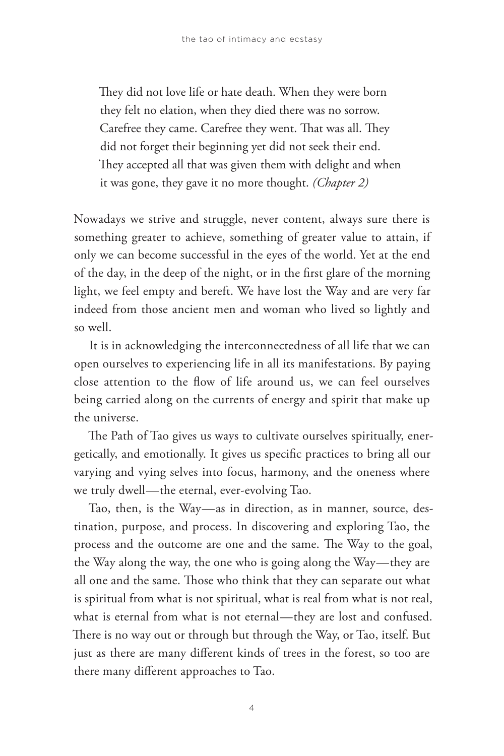> They did not love life or hate death. When they were born they felt no elation, when they died there was no sorrow. Carefree they came. Carefree they went. That was all. They did not forget their beginning yet did not seek their end. They accepted all that was given them with delight and when it was gone, they gave it no more thought. *(Chapter 2)*

Nowadays we strive and struggle, never content, always sure there is something greater to achieve, something of greater value to attain, if only we can become successful in the eyes of the world. Yet at the end of the day, in the deep of the night, or in the first glare of the morning light, we feel empty and bereft. We have lost the Way and are very far indeed from those ancient men and woman who lived so lightly and so well.

It is in acknowledging the interconnectedness of all life that we can open ourselves to experiencing life in all its manifestations. By paying close attention to the flow of life around us, we can feel ourselves being carried along on the currents of energy and spirit that make up the universe.

The Path of Tao gives us ways to cultivate ourselves spiritually, energetically, and emotionally. It gives us specific practices to bring all our varying and vying selves into focus, harmony, and the oneness where we truly dwell—the eternal, ever-evolving Tao.

Tao, then, is the Way—as in direction, as in manner, source, destination, purpose, and process. In discovering and exploring Tao, the process and the outcome are one and the same. The Way to the goal, the Way along the way, the one who is going along the Way—they are all one and the same. Those who think that they can separate out what is spiritual from what is not spiritual, what is real from what is not real, what is eternal from what is not eternal—they are lost and confused. There is no way out or through but through the Way, or Tao, itself. But just as there are many different kinds of trees in the forest, so too are there many different approaches to Tao.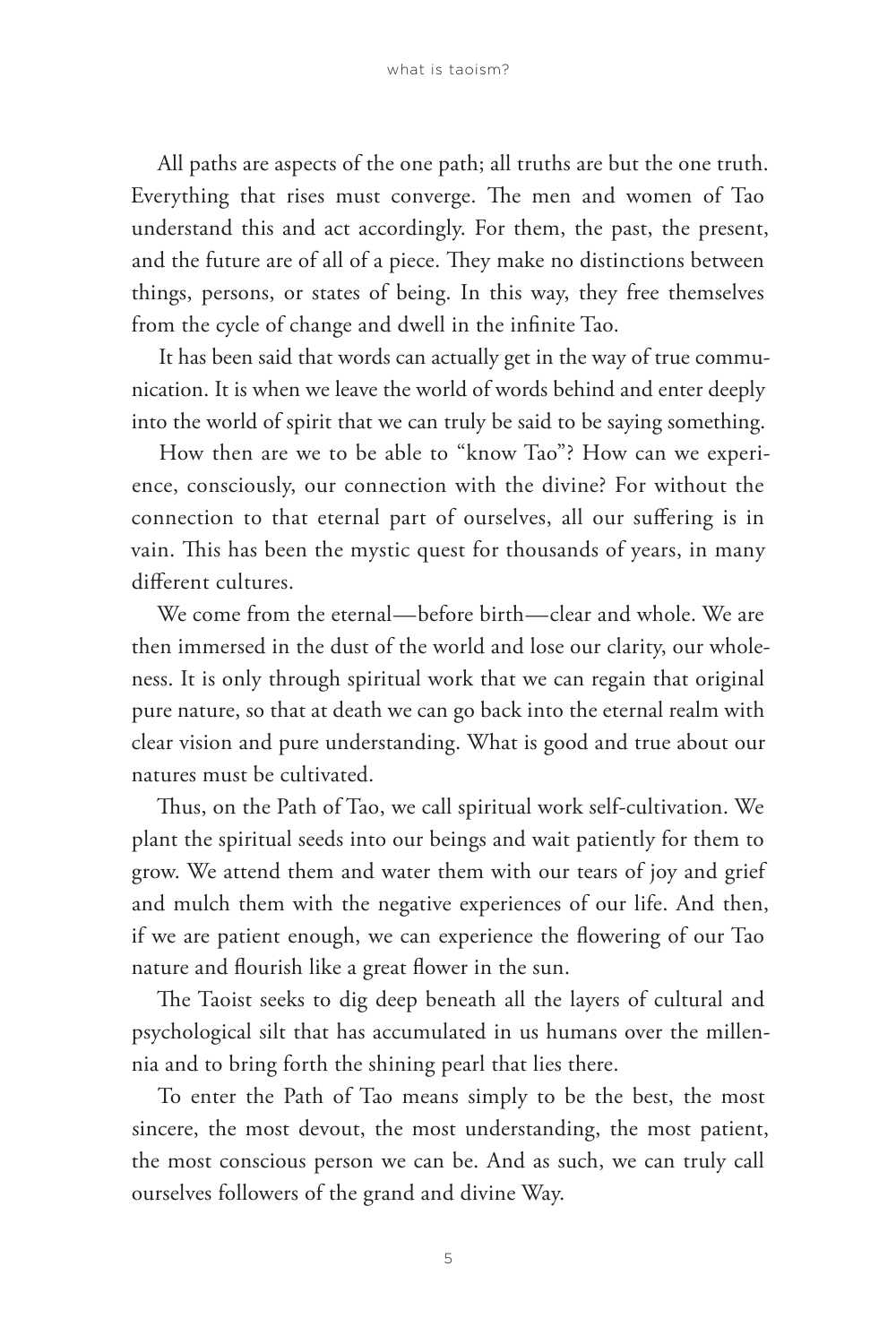All paths are aspects of the one path; all truths are but the one truth. Everything that rises must converge. The men and women of Tao understand this and act accordingly. For them, the past, the present, and the future are of all of a piece. They make no distinctions between things, persons, or states of being. In this way, they free themselves from the cycle of change and dwell in the infinite Tao.

It has been said that words can actually get in the way of true communication. It is when we leave the world of words behind and enter deeply into the world of spirit that we can truly be said to be saying something.

How then are we to be able to "know Tao"? How can we experience, consciously, our connection with the divine? For without the connection to that eternal part of ourselves, all our suffering is in vain. This has been the mystic quest for thousands of years, in many different cultures.

We come from the eternal—before birth—clear and whole. We are then immersed in the dust of the world and lose our clarity, our wholeness. It is only through spiritual work that we can regain that original pure nature, so that at death we can go back into the eternal realm with clear vision and pure understanding. What is good and true about our natures must be cultivated.

Thus, on the Path of Tao, we call spiritual work self-cultivation. We plant the spiritual seeds into our beings and wait patiently for them to grow. We attend them and water them with our tears of joy and grief and mulch them with the negative experiences of our life. And then, if we are patient enough, we can experience the flowering of our Tao nature and flourish like a great flower in the sun.

The Taoist seeks to dig deep beneath all the layers of cultural and psychological silt that has accumulated in us humans over the millennia and to bring forth the shining pearl that lies there.

To enter the Path of Tao means simply to be the best, the most sincere, the most devout, the most understanding, the most patient, the most conscious person we can be. And as such, we can truly call ourselves followers of the grand and divine Way.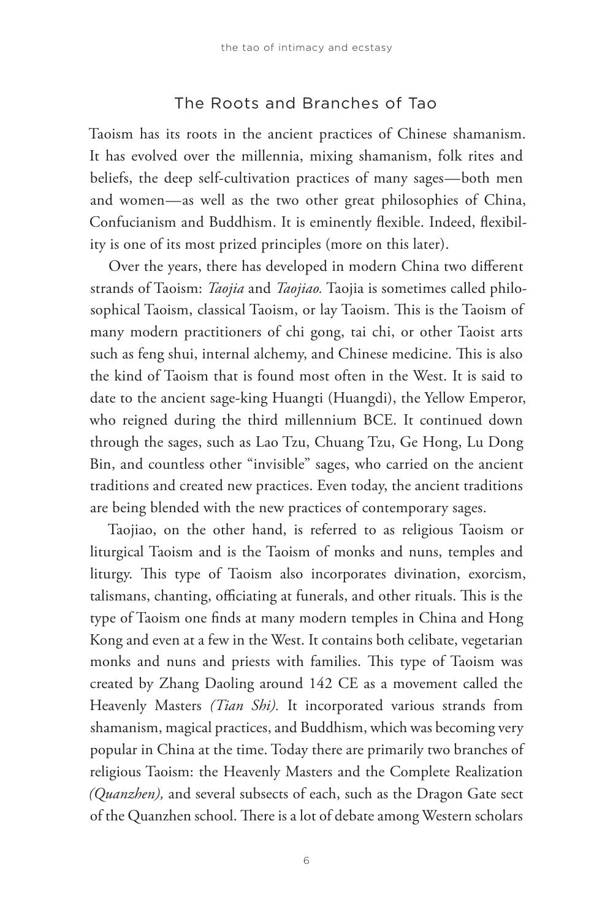## The Roots and Branches of Tao

Taoism has its roots in the ancient practices of Chinese shamanism. It has evolved over the millennia, mixing shamanism, folk rites and beliefs, the deep self-cultivation practices of many sages—both men and women—as well as the two other great philosophies of China, Confucianism and Buddhism. It is eminently flexible. Indeed, flexibility is one of its most prized principles (more on this later).

Over the years, there has developed in modern China two different strands of Taoism: *Taojia* and *Taojiao.* Taojia is sometimes called philosophical Taoism, classical Taoism, or lay Taoism. This is the Taoism of many modern practitioners of chi gong, tai chi, or other Taoist arts such as feng shui, internal alchemy, and Chinese medicine. This is also the kind of Taoism that is found most often in the West. It is said to date to the ancient sage-king Huangti (Huangdi), the Yellow Emperor, who reigned during the third millennium BCE. It continued down through the sages, such as Lao Tzu, Chuang Tzu, Ge Hong, Lu Dong Bin, and countless other "invisible" sages, who carried on the ancient traditions and created new practices. Even today, the ancient traditions are being blended with the new practices of contemporary sages.

Taojiao, on the other hand, is referred to as religious Taoism or liturgical Taoism and is the Taoism of monks and nuns, temples and liturgy. This type of Taoism also incorporates divination, exorcism, talismans, chanting, officiating at funerals, and other rituals. This is the type of Taoism one finds at many modern temples in China and Hong Kong and even at a few in the West. It contains both celibate, vegetarian monks and nuns and priests with families. This type of Taoism was created by Zhang Daoling around 142 CE as a movement called the Heavenly Masters *(Tian Shi).* It incorporated various strands from shamanism, magical practices, and Buddhism, which was becoming very popular in China at the time. Today there are primarily two branches of religious Taoism: the Heavenly Masters and the Complete Realization *(Quanzhen),* and several subsects of each, such as the Dragon Gate sect of the Quanzhen school. There is a lot of debate among Western scholars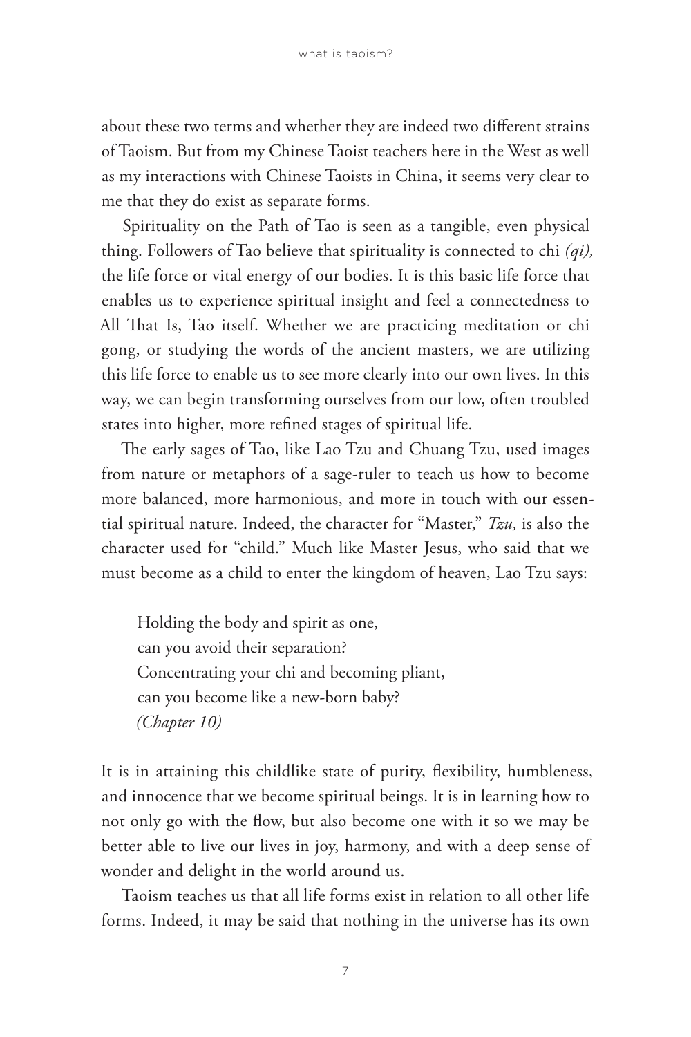about these two terms and whether they are indeed two different strains of Taoism. But from my Chinese Taoist teachers here in the West as well as my interactions with Chinese Taoists in China, it seems very clear to me that they do exist as separate forms.

Spirituality on the Path of Tao is seen as a tangible, even physical thing. Followers of Tao believe that spirituality is connected to chi *(qi),* the life force or vital energy of our bodies. It is this basic life force that enables us to experience spiritual insight and feel a connectedness to All That Is, Tao itself. Whether we are practicing meditation or chi gong, or studying the words of the ancient masters, we are utilizing this life force to enable us to see more clearly into our own lives. In this way, we can begin transforming ourselves from our low, often troubled states into higher, more refined stages of spiritual life.

The early sages of Tao, like Lao Tzu and Chuang Tzu, used images from nature or metaphors of a sage-ruler to teach us how to become more balanced, more harmonious, and more in touch with our essential spiritual nature. Indeed, the character for "Master," *Tzu,* is also the character used for "child." Much like Master Jesus, who said that we must become as a child to enter the kingdom of heaven, Lao Tzu says:

> Holding the body and spirit as one,
> can you avoid their separation?
> Concentrating your chi and becoming pliant,
> can you become like a new-born baby?
> *(Chapter 10)*

It is in attaining this childlike state of purity, flexibility, humbleness, and innocence that we become spiritual beings. It is in learning how to not only go with the flow, but also become one with it so we may be better able to live our lives in joy, harmony, and with a deep sense of wonder and delight in the world around us.

Taoism teaches us that all life forms exist in relation to all other life forms. Indeed, it may be said that nothing in the universe has its own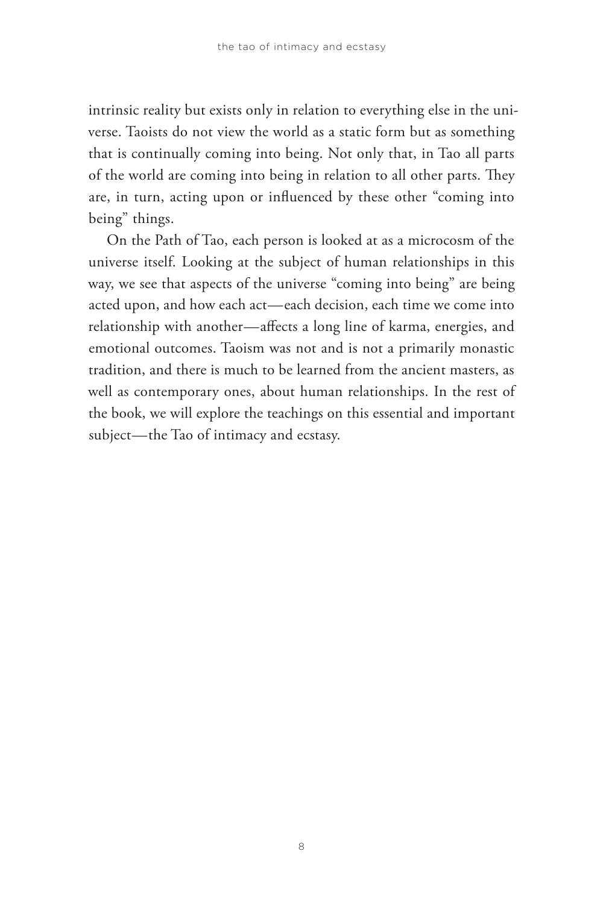intrinsic reality but exists only in relation to everything else in the universe. Taoists do not view the world as a static form but as something that is continually coming into being. Not only that, in Tao all parts of the world are coming into being in relation to all other parts. They are, in turn, acting upon or influenced by these other "coming into being" things.

On the Path of Tao, each person is looked at as a microcosm of the universe itself. Looking at the subject of human relationships in this way, we see that aspects of the universe "coming into being" are being acted upon, and how each act—each decision, each time we come into relationship with another—affects a long line of karma, energies, and emotional outcomes. Taoism was not and is not a primarily monastic tradition, and there is much to be learned from the ancient masters, as well as contemporary ones, about human relationships. In the rest of the book, we will explore the teachings on this essential and important subject—the Tao of intimacy and ecstasy.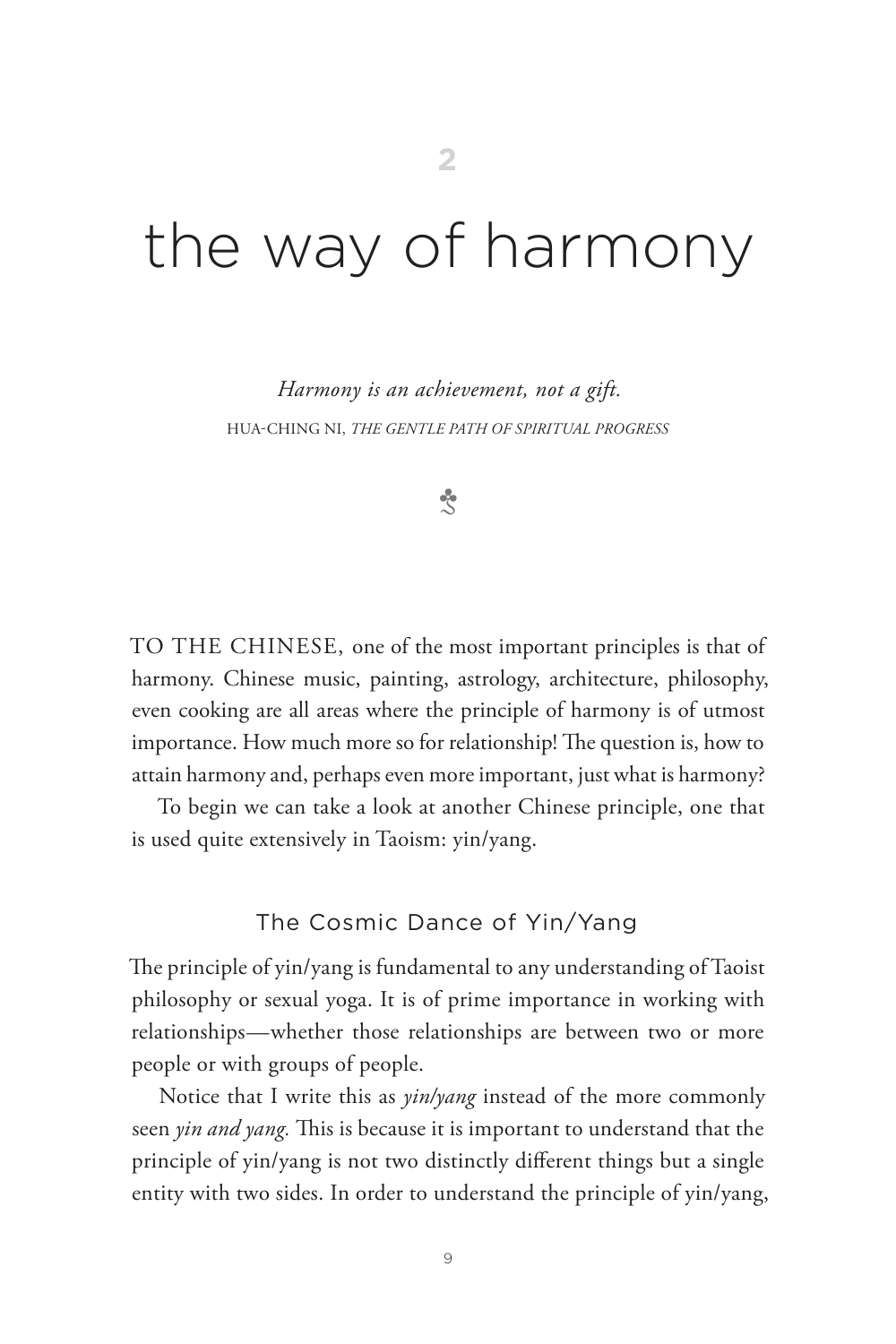2

# the way of harmony

*Harmony is an achievement, not a gift.*

HUA-CHING NI, *THE GENTLE PATH OF SPIRITUAL PROGRESS*

TO THE CHINESE, one of the most important principles is that of harmony. Chinese music, painting, astrology, architecture, philosophy, even cooking are all areas where the principle of harmony is of utmost importance. How much more so for relationship! The question is, how to attain harmony and, perhaps even more important, just what is harmony?

To begin we can take a look at another Chinese principle, one that is used quite extensively in Taoism: yin/yang.

## The Cosmic Dance of Yin/Yang

The principle of yin/yang is fundamental to any understanding of Taoist philosophy or sexual yoga. It is of prime importance in working with relationships—whether those relationships are between two or more people or with groups of people.

Notice that I write this as *yin/yang* instead of the more commonly seen *yin and yang.* This is because it is important to understand that the principle of yin/yang is not two distinctly different things but a single entity with two sides. In order to understand the principle of yin/yang,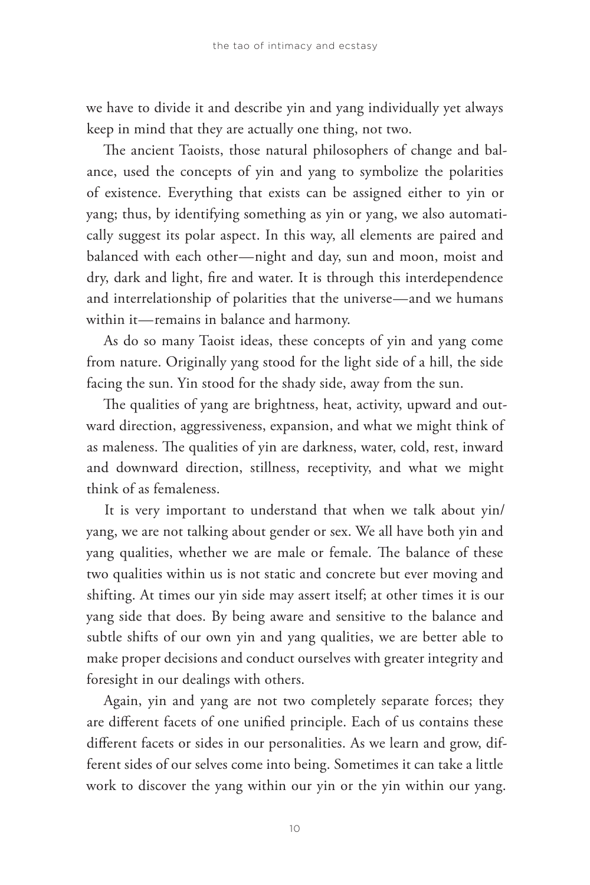we have to divide it and describe yin and yang individually yet always keep in mind that they are actually one thing, not two.

The ancient Taoists, those natural philosophers of change and balance, used the concepts of yin and yang to symbolize the polarities of existence. Everything that exists can be assigned either to yin or yang; thus, by identifying something as yin or yang, we also automatically suggest its polar aspect. In this way, all elements are paired and balanced with each other—night and day, sun and moon, moist and dry, dark and light, fire and water. It is through this interdependence and interrelationship of polarities that the universe—and we humans within it—remains in balance and harmony.

As do so many Taoist ideas, these concepts of yin and yang come from nature. Originally yang stood for the light side of a hill, the side facing the sun. Yin stood for the shady side, away from the sun.

The qualities of yang are brightness, heat, activity, upward and outward direction, aggressiveness, expansion, and what we might think of as maleness. The qualities of yin are darkness, water, cold, rest, inward and downward direction, stillness, receptivity, and what we might think of as femaleness.

It is very important to understand that when we talk about yin/yang, we are not talking about gender or sex. We all have both yin and yang qualities, whether we are male or female. The balance of these two qualities within us is not static and concrete but ever moving and shifting. At times our yin side may assert itself; at other times it is our yang side that does. By being aware and sensitive to the balance and subtle shifts of our own yin and yang qualities, we are better able to make proper decisions and conduct ourselves with greater integrity and foresight in our dealings with others.

Again, yin and yang are not two completely separate forces; they are different facets of one unified principle. Each of us contains these different facets or sides in our personalities. As we learn and grow, different sides of our selves come into being. Sometimes it can take a little work to discover the yang within our yin or the yin within our yang.